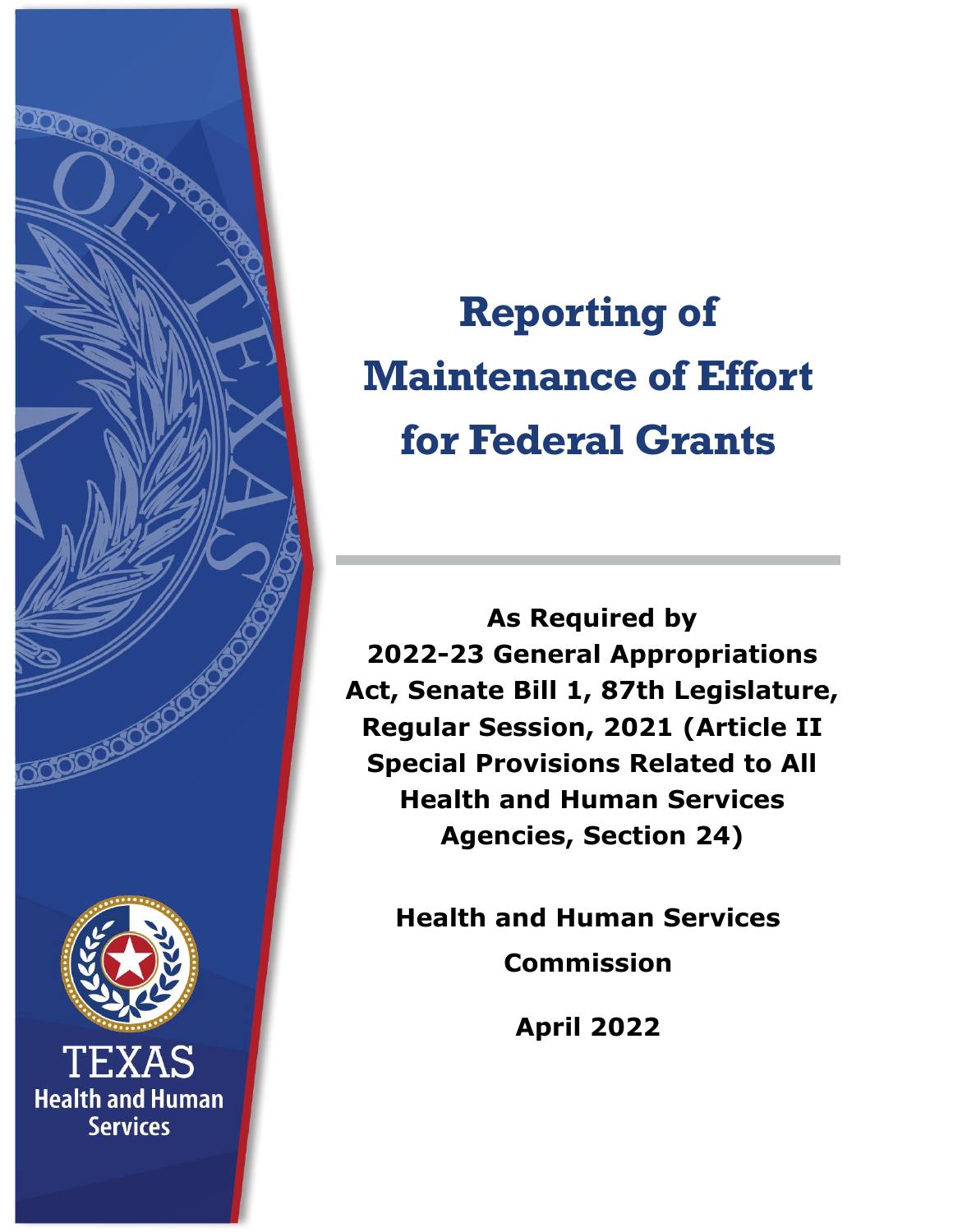# Reporting of Maintenance of Effort for Federal Grants

**As Required by 2022-23 General Appropriations Act, Senate Bill 1, 87th Legislature, Regular Session, 2021 (Article II Special Provisions Related to All Health and Human Services Agencies, Section 24)**

**Health and Human Services Commission**

**April 2022**

TEXAS Health and Human Services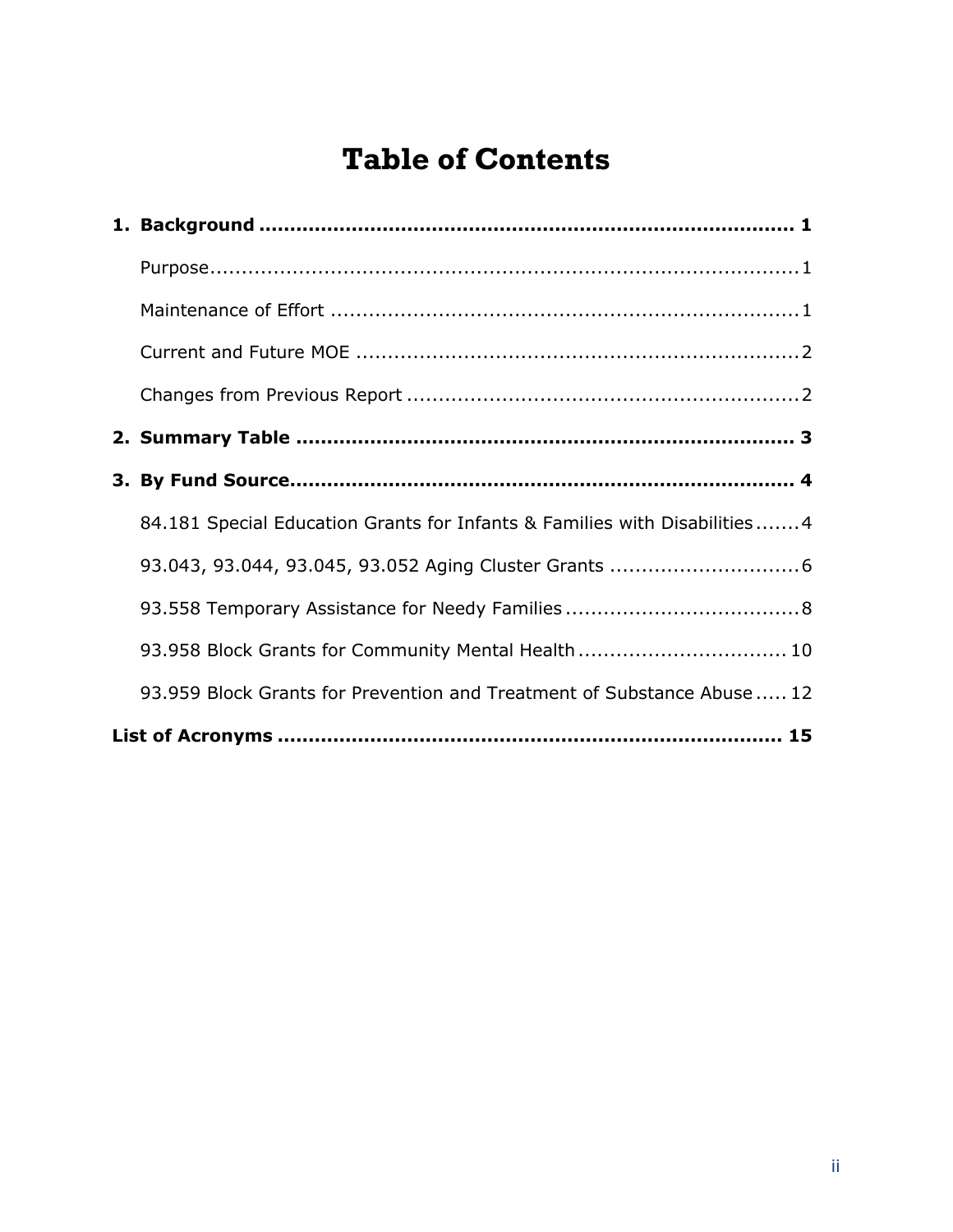# Table of Contents

**1. Background ........................................................................... 1**

Purpose.......................................................................................1

Maintenance of Effort ......................................................................1

Current and Future MOE ..................................................................2

Changes from Previous Report ..........................................................2

**2. Summary Table ........................................................................ 3**

**3. By Fund Source......................................................................... 4**

84.181 Special Education Grants for Infants & Families with Disabilities.......4

93.043, 93.044, 93.045, 93.052 Aging Cluster Grants ..............................6

93.558 Temporary Assistance for Needy Families.....................................8

93.958 Block Grants for Community Mental Health.................................10

93.959 Block Grants for Prevention and Treatment of Substance Abuse.....12

**List of Acronyms ......................................................................... 15**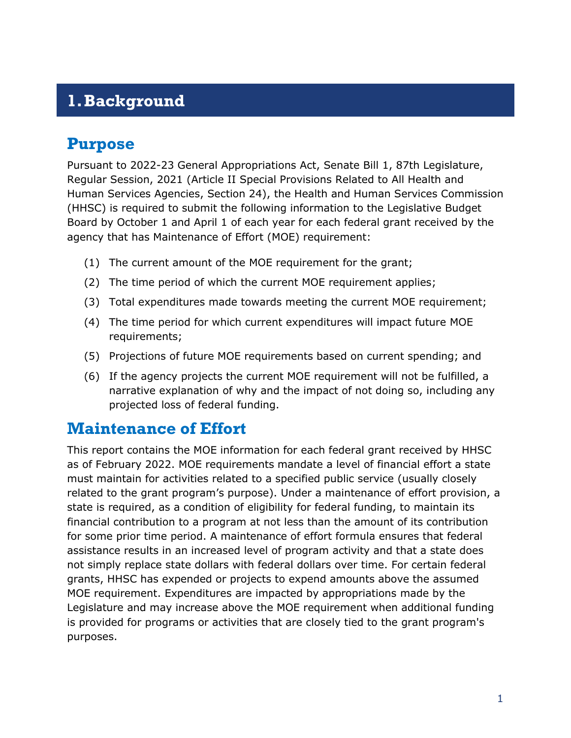# 1. Background

## Purpose

Pursuant to 2022-23 General Appropriations Act, Senate Bill 1, 87th Legislature, Regular Session, 2021 (Article II Special Provisions Related to All Health and Human Services Agencies, Section 24), the Health and Human Services Commission (HHSC) is required to submit the following information to the Legislative Budget Board by October 1 and April 1 of each year for each federal grant received by the agency that has Maintenance of Effort (MOE) requirement:

(1) The current amount of the MOE requirement for the grant;

(2) The time period of which the current MOE requirement applies;

(3) Total expenditures made towards meeting the current MOE requirement;

(4) The time period for which current expenditures will impact future MOE requirements;

(5) Projections of future MOE requirements based on current spending; and

(6) If the agency projects the current MOE requirement will not be fulfilled, a narrative explanation of why and the impact of not doing so, including any projected loss of federal funding.

## Maintenance of Effort

This report contains the MOE information for each federal grant received by HHSC as of February 2022. MOE requirements mandate a level of financial effort a state must maintain for activities related to a specified public service (usually closely related to the grant program's purpose). Under a maintenance of effort provision, a state is required, as a condition of eligibility for federal funding, to maintain its financial contribution to a program at not less than the amount of its contribution for some prior time period. A maintenance of effort formula ensures that federal assistance results in an increased level of program activity and that a state does not simply replace state dollars with federal dollars over time. For certain federal grants, HHSC has expended or projects to expend amounts above the assumed MOE requirement. Expenditures are impacted by appropriations made by the Legislature and may increase above the MOE requirement when additional funding is provided for programs or activities that are closely tied to the grant program's purposes.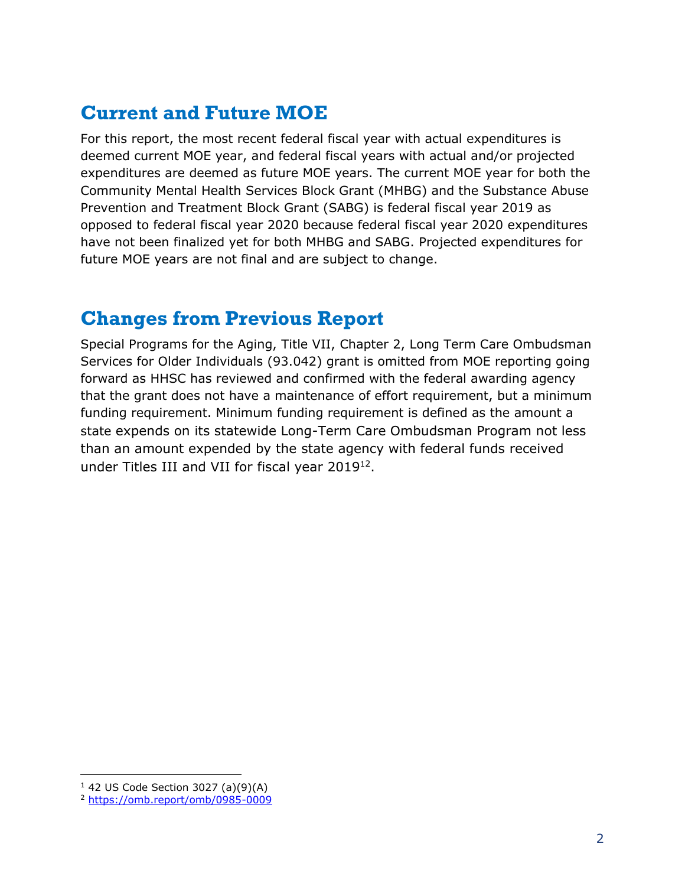## Current and Future MOE

For this report, the most recent federal fiscal year with actual expenditures is deemed current MOE year, and federal fiscal years with actual and/or projected expenditures are deemed as future MOE years. The current MOE year for both the Community Mental Health Services Block Grant (MHBG) and the Substance Abuse Prevention and Treatment Block Grant (SABG) is federal fiscal year 2019 as opposed to federal fiscal year 2020 because federal fiscal year 2020 expenditures have not been finalized yet for both MHBG and SABG. Projected expenditures for future MOE years are not final and are subject to change.

## Changes from Previous Report

Special Programs for the Aging, Title VII, Chapter 2, Long Term Care Ombudsman Services for Older Individuals (93.042) grant is omitted from MOE reporting going forward as HHSC has reviewed and confirmed with the federal awarding agency that the grant does not have a maintenance of effort requirement, but a minimum funding requirement. Minimum funding requirement is defined as the amount a state expends on its statewide Long-Term Care Ombudsman Program not less than an amount expended by the state agency with federal funds received under Titles III and VII for fiscal year 2019[1][2].

---

[1] 42 US Code Section 3027 (a)(9)(A)

[2] https://omb.report/omb/0985-0009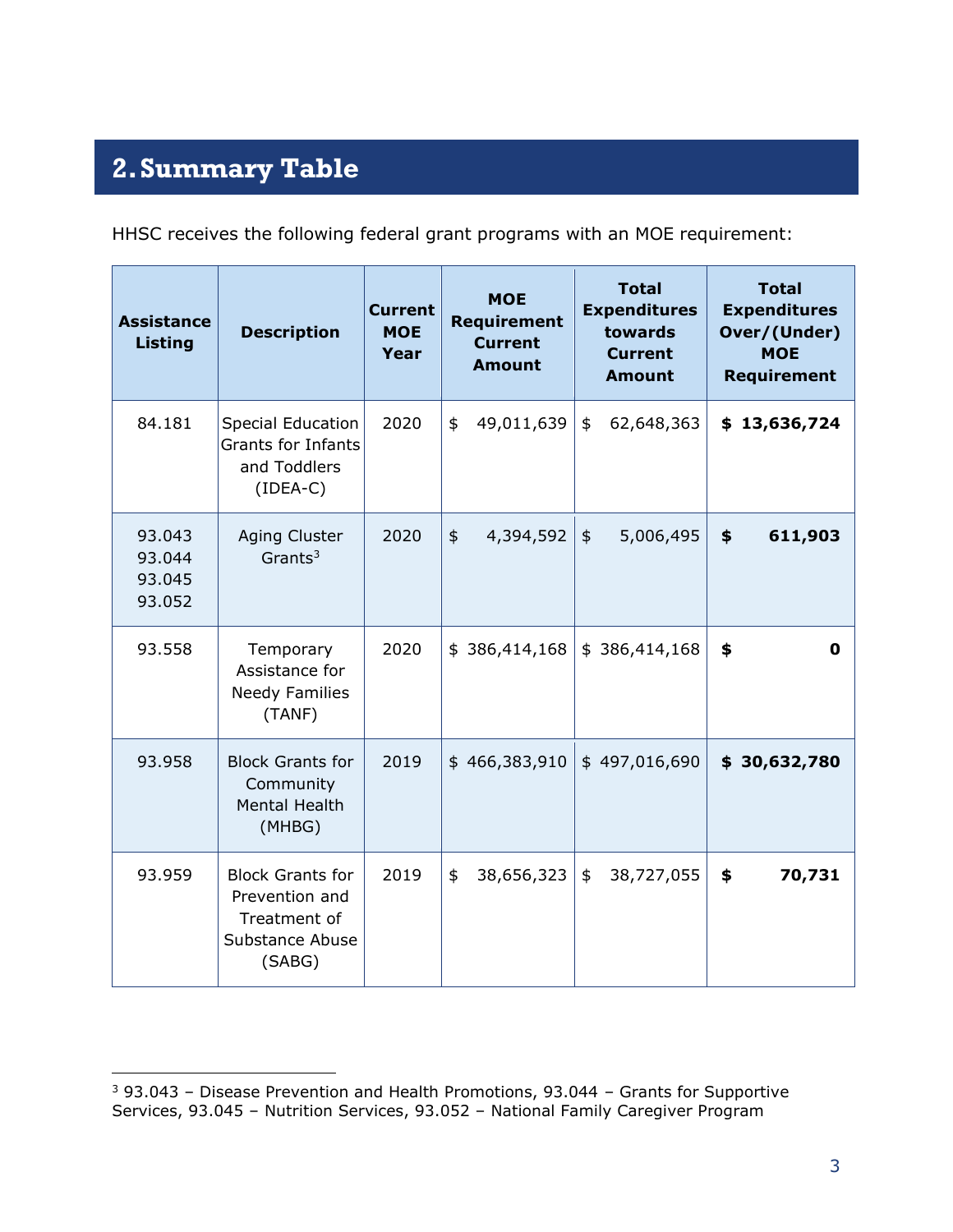## 2. Summary Table

HHSC receives the following federal grant programs with an MOE requirement:

| Assistance Listing | Description | Current MOE Year | MOE Requirement Current Amount | Total Expenditures towards Current Amount | Total Expenditures Over/(Under) MOE Requirement |
|---|---|---|---|---|---|
| 84.181 | Special Education Grants for Infants and Toddlers (IDEA-C) | 2020 | $ 49,011,639 | $ 62,648,363 | **$ 13,636,724** |
| 93.043 93.044 93.045 93.052 | Aging Cluster Grants[3] | 2020 | $ 4,394,592 | $ 5,006,495 | **$ 611,903** |
| 93.558 | Temporary Assistance for Needy Families (TANF) | 2020 | $ 386,414,168 | $ 386,414,168 | **$ 0** |
| 93.958 | Block Grants for Community Mental Health (MHBG) | 2019 | $ 466,383,910 | $ 497,016,690 | **$ 30,632,780** |
| 93.959 | Block Grants for Prevention and Treatment of Substance Abuse (SABG) | 2019 | $ 38,656,323 | $ 38,727,055 | **$ 70,731** |

[3] 93.043 – Disease Prevention and Health Promotions, 93.044 – Grants for Supportive Services, 93.045 – Nutrition Services, 93.052 – National Family Caregiver Program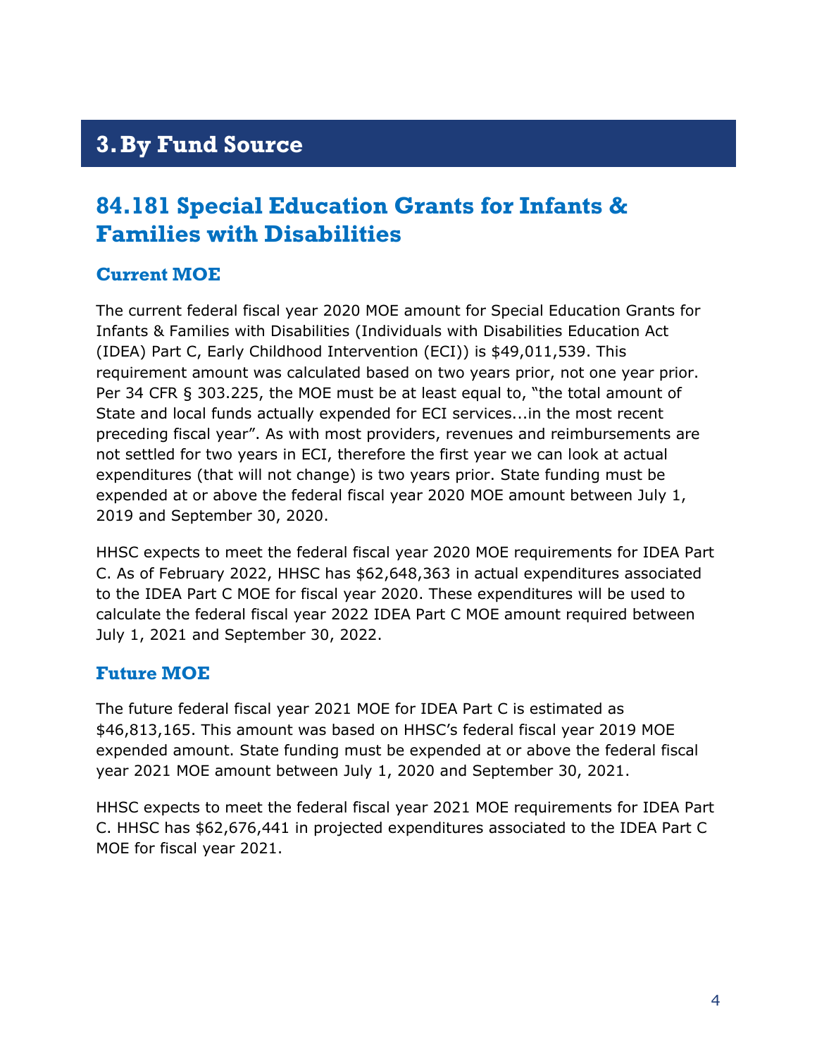# 3. By Fund Source

## 84.181 Special Education Grants for Infants & Families with Disabilities

### Current MOE

The current federal fiscal year 2020 MOE amount for Special Education Grants for Infants & Families with Disabilities (Individuals with Disabilities Education Act (IDEA) Part C, Early Childhood Intervention (ECI)) is $49,011,539. This requirement amount was calculated based on two years prior, not one year prior. Per 34 CFR § 303.225, the MOE must be at least equal to, "the total amount of State and local funds actually expended for ECI services...in the most recent preceding fiscal year". As with most providers, revenues and reimbursements are not settled for two years in ECI, therefore the first year we can look at actual expenditures (that will not change) is two years prior. State funding must be expended at or above the federal fiscal year 2020 MOE amount between July 1, 2019 and September 30, 2020.

HHSC expects to meet the federal fiscal year 2020 MOE requirements for IDEA Part C. As of February 2022, HHSC has $62,648,363 in actual expenditures associated to the IDEA Part C MOE for fiscal year 2020. These expenditures will be used to calculate the federal fiscal year 2022 IDEA Part C MOE amount required between July 1, 2021 and September 30, 2022.

### Future MOE

The future federal fiscal year 2021 MOE for IDEA Part C is estimated as $46,813,165. This amount was based on HHSC's federal fiscal year 2019 MOE expended amount. State funding must be expended at or above the federal fiscal year 2021 MOE amount between July 1, 2020 and September 30, 2021.

HHSC expects to meet the federal fiscal year 2021 MOE requirements for IDEA Part C. HHSC has $62,676,441 in projected expenditures associated to the IDEA Part C MOE for fiscal year 2021.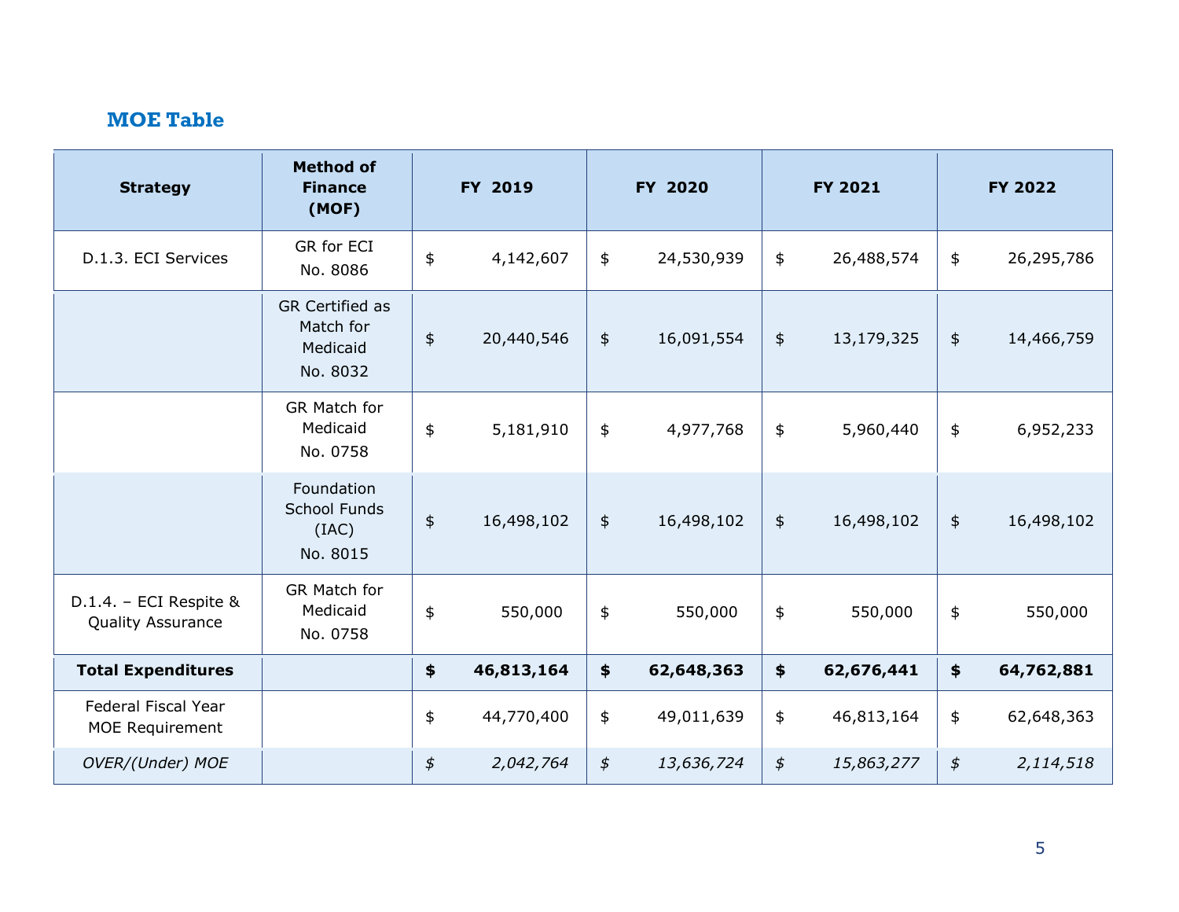## MOE Table

| Strategy | Method of Finance (MOF) | FY 2019 | FY 2020 | FY 2021 | FY 2022 |
|---|---|---|---|---|---|
| D.1.3. ECI Services | GR for ECI No. 8086 | $ 4,142,607 | $ 24,530,939 | $ 26,488,574 | $ 26,295,786 |
| | GR Certified as Match for Medicaid No. 8032 | $ 20,440,546 | $ 16,091,554 | $ 13,179,325 | $ 14,466,759 |
| | GR Match for Medicaid No. 0758 | $ 5,181,910 | $ 4,977,768 | $ 5,960,440 | $ 6,952,233 |
| | Foundation School Funds (IAC) No. 8015 | $ 16,498,102 | $ 16,498,102 | $ 16,498,102 | $ 16,498,102 |
| D.1.4. – ECI Respite & Quality Assurance | GR Match for Medicaid No. 0758 | $ 550,000 | $ 550,000 | $ 550,000 | $ 550,000 |
| **Total Expenditures** | | **$ 46,813,164** | **$ 62,648,363** | **$ 62,676,441** | **$ 64,762,881** |
| Federal Fiscal Year MOE Requirement | | $ 44,770,400 | $ 49,011,639 | $ 46,813,164 | $ 62,648,363 |
| *OVER/(Under) MOE* | | *$ 2,042,764* | *$ 13,636,724* | *$ 15,863,277* | *$ 2,114,518* |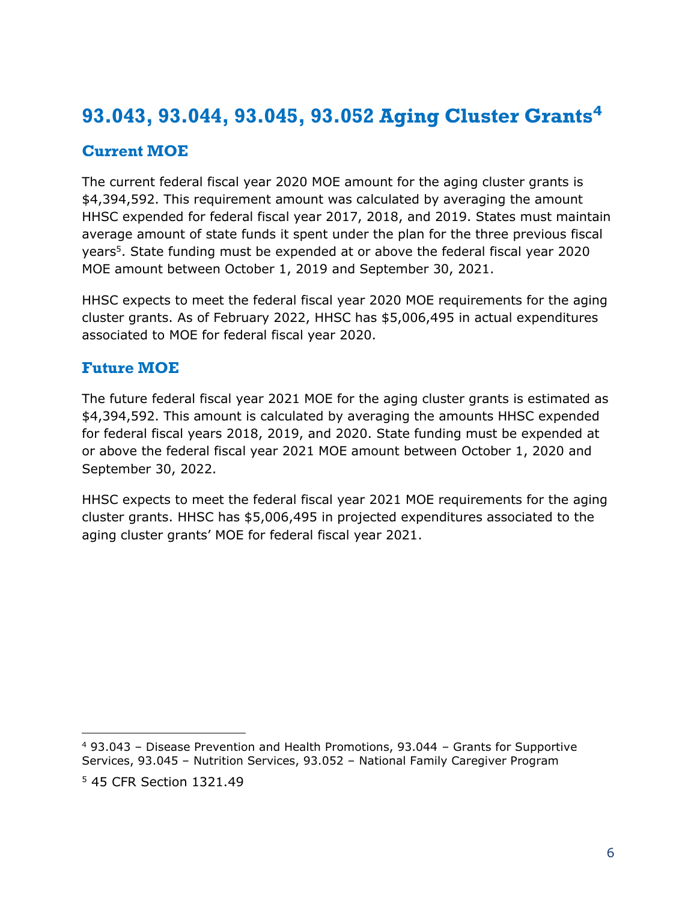## 93.043, 93.044, 93.045, 93.052 Aging Cluster Grants[4]

### Current MOE

The current federal fiscal year 2020 MOE amount for the aging cluster grants is $4,394,592. This requirement amount was calculated by averaging the amount HHSC expended for federal fiscal year 2017, 2018, and 2019. States must maintain average amount of state funds it spent under the plan for the three previous fiscal years[5]. State funding must be expended at or above the federal fiscal year 2020 MOE amount between October 1, 2019 and September 30, 2021.

HHSC expects to meet the federal fiscal year 2020 MOE requirements for the aging cluster grants. As of February 2022, HHSC has $5,006,495 in actual expenditures associated to MOE for federal fiscal year 2020.

### Future MOE

The future federal fiscal year 2021 MOE for the aging cluster grants is estimated as $4,394,592. This amount is calculated by averaging the amounts HHSC expended for federal fiscal years 2018, 2019, and 2020. State funding must be expended at or above the federal fiscal year 2021 MOE amount between October 1, 2020 and September 30, 2022.

HHSC expects to meet the federal fiscal year 2021 MOE requirements for the aging cluster grants. HHSC has $5,006,495 in projected expenditures associated to the aging cluster grants' MOE for federal fiscal year 2021.

---

[4] 93.043 – Disease Prevention and Health Promotions, 93.044 – Grants for Supportive Services, 93.045 – Nutrition Services, 93.052 – National Family Caregiver Program

[5] 45 CFR Section 1321.49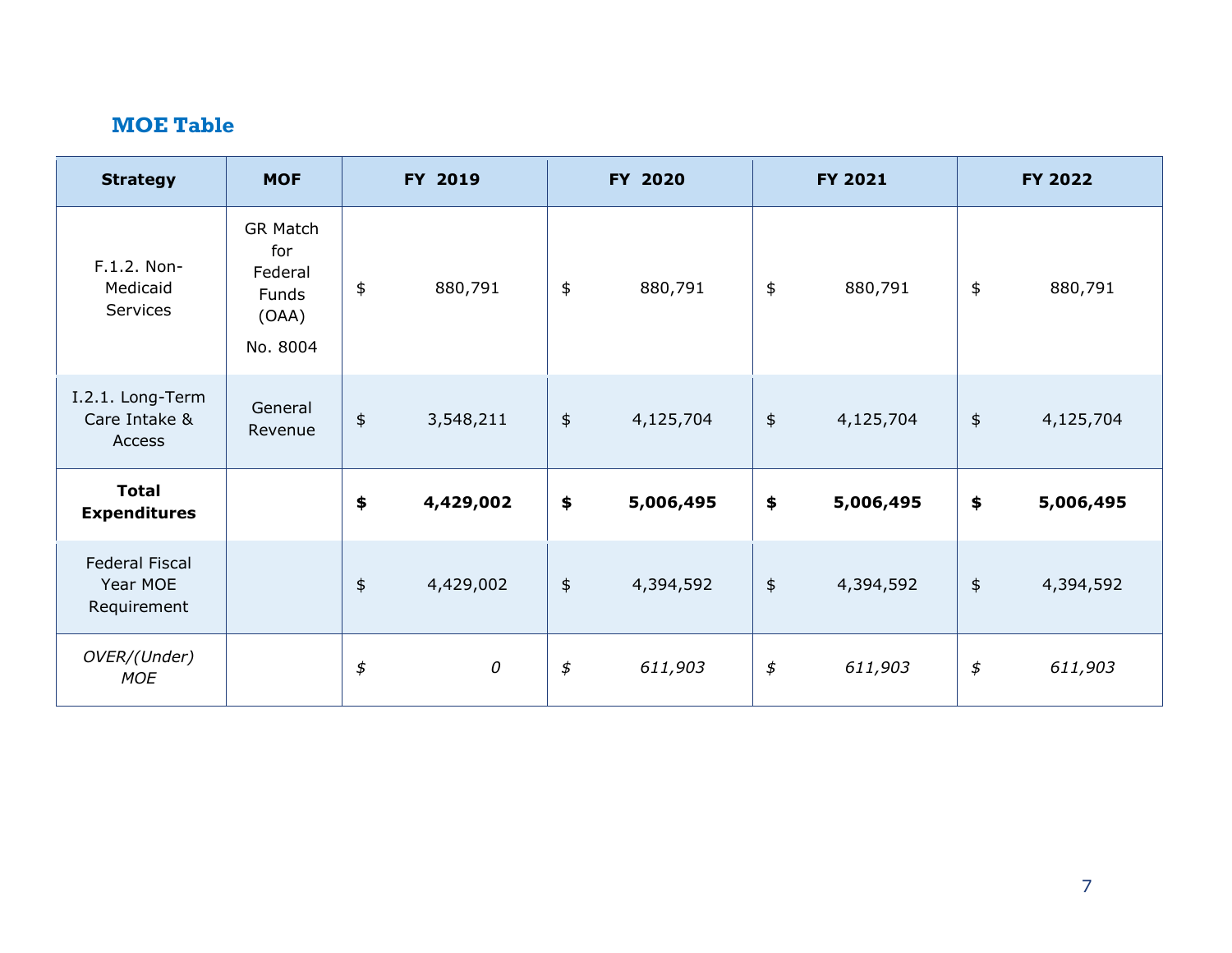## MOE Table

| Strategy | MOF | FY 2019 | FY 2020 | FY 2021 | FY 2022 |
|---|---|---|---|---|---|
| F.1.2. Non-Medicaid Services | GR Match for Federal Funds (OAA) No. 8004 | $ 880,791 | $ 880,791 | $ 880,791 | $ 880,791 |
| I.2.1. Long-Term Care Intake & Access | General Revenue | $ 3,548,211 | $ 4,125,704 | $ 4,125,704 | $ 4,125,704 |
| **Total Expenditures** | | **$ 4,429,002** | **$ 5,006,495** | **$ 5,006,495** | **$ 5,006,495** |
| Federal Fiscal Year MOE Requirement | | $ 4,429,002 | $ 4,394,592 | $ 4,394,592 | $ 4,394,592 |
| *OVER/(Under) MOE* | | *$ 0* | *$ 611,903* | *$ 611,903* | *$ 611,903* |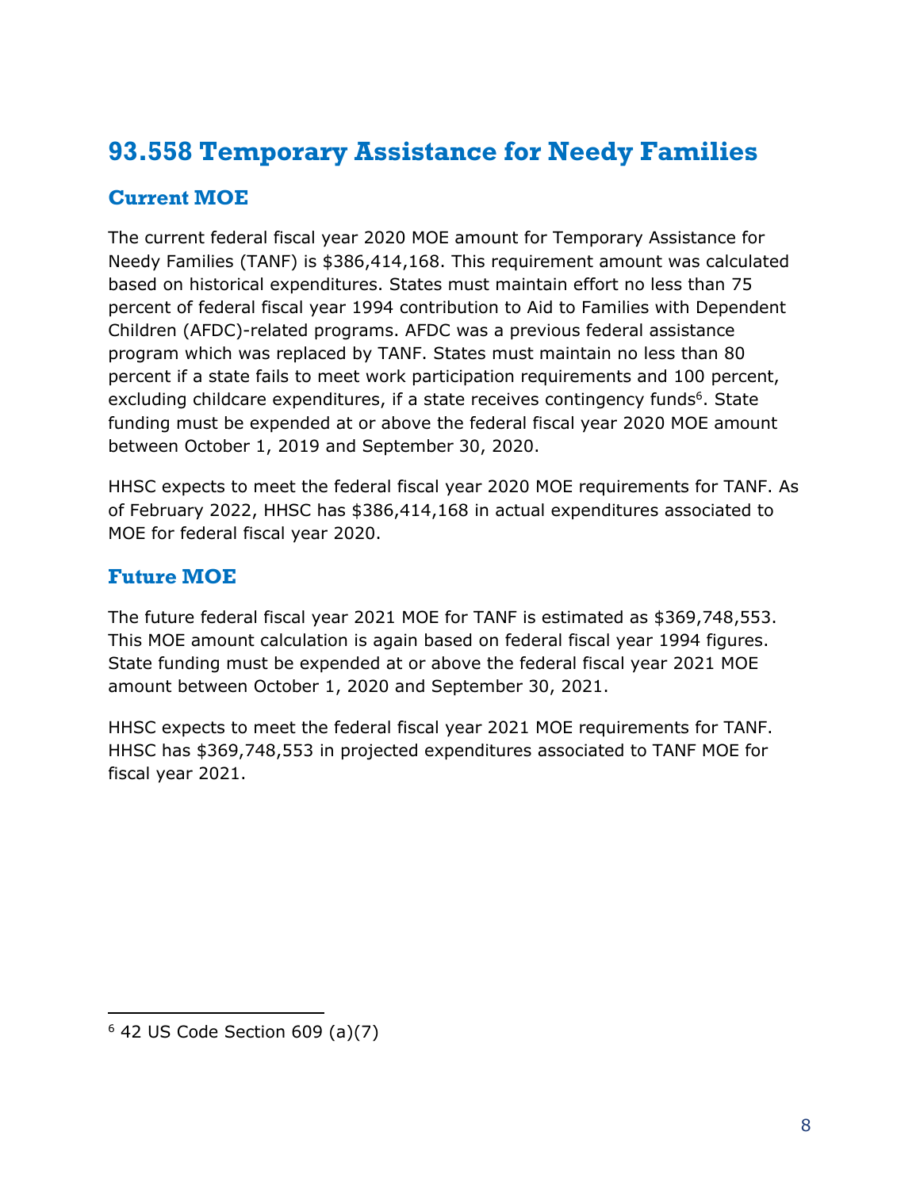## 93.558 Temporary Assistance for Needy Families

### Current MOE

The current federal fiscal year 2020 MOE amount for Temporary Assistance for Needy Families (TANF) is $386,414,168. This requirement amount was calculated based on historical expenditures. States must maintain effort no less than 75 percent of federal fiscal year 1994 contribution to Aid to Families with Dependent Children (AFDC)-related programs. AFDC was a previous federal assistance program which was replaced by TANF. States must maintain no less than 80 percent if a state fails to meet work participation requirements and 100 percent, excluding childcare expenditures, if a state receives contingency funds[6]. State funding must be expended at or above the federal fiscal year 2020 MOE amount between October 1, 2019 and September 30, 2020.

HHSC expects to meet the federal fiscal year 2020 MOE requirements for TANF. As of February 2022, HHSC has $386,414,168 in actual expenditures associated to MOE for federal fiscal year 2020.

### Future MOE

The future federal fiscal year 2021 MOE for TANF is estimated as $369,748,553. This MOE amount calculation is again based on federal fiscal year 1994 figures. State funding must be expended at or above the federal fiscal year 2021 MOE amount between October 1, 2020 and September 30, 2021.

HHSC expects to meet the federal fiscal year 2021 MOE requirements for TANF. HHSC has $369,748,553 in projected expenditures associated to TANF MOE for fiscal year 2021.

---

[6] 42 US Code Section 609 (a)(7)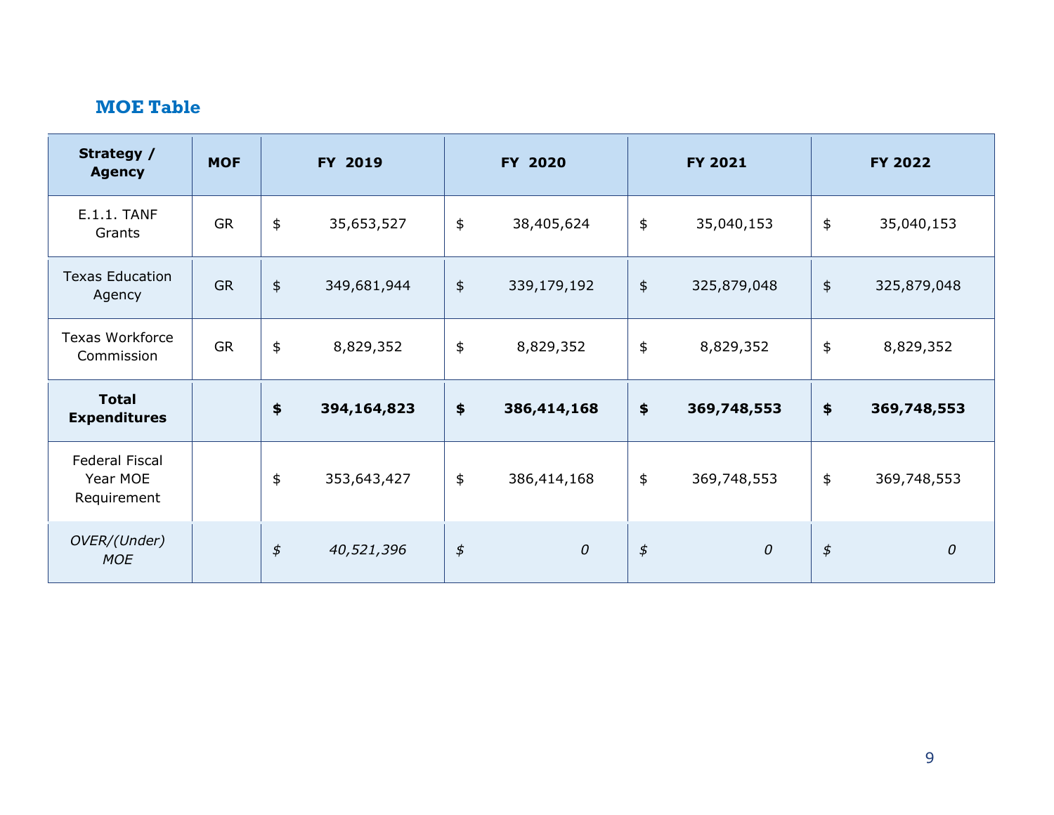## MOE Table

| Strategy / Agency | MOF | FY 2019 | FY 2020 | FY 2021 | FY 2022 |
|---|---|---|---|---|---|
| E.1.1. TANF Grants | GR | $ 35,653,527 | $ 38,405,624 | $ 35,040,153 | $ 35,040,153 |
| Texas Education Agency | GR | $ 349,681,944 | $ 339,179,192 | $ 325,879,048 | $ 325,879,048 |
| Texas Workforce Commission | GR | $ 8,829,352 | $ 8,829,352 | $ 8,829,352 | $ 8,829,352 |
| **Total Expenditures** | | **$ 394,164,823** | **$ 386,414,168** | **$ 369,748,553** | **$ 369,748,553** |
| Federal Fiscal Year MOE Requirement | | $ 353,643,427 | $ 386,414,168 | $ 369,748,553 | $ 369,748,553 |
| *OVER/(Under) MOE* | | *$ 40,521,396* | *$ 0* | *$ 0* | *$ 0* |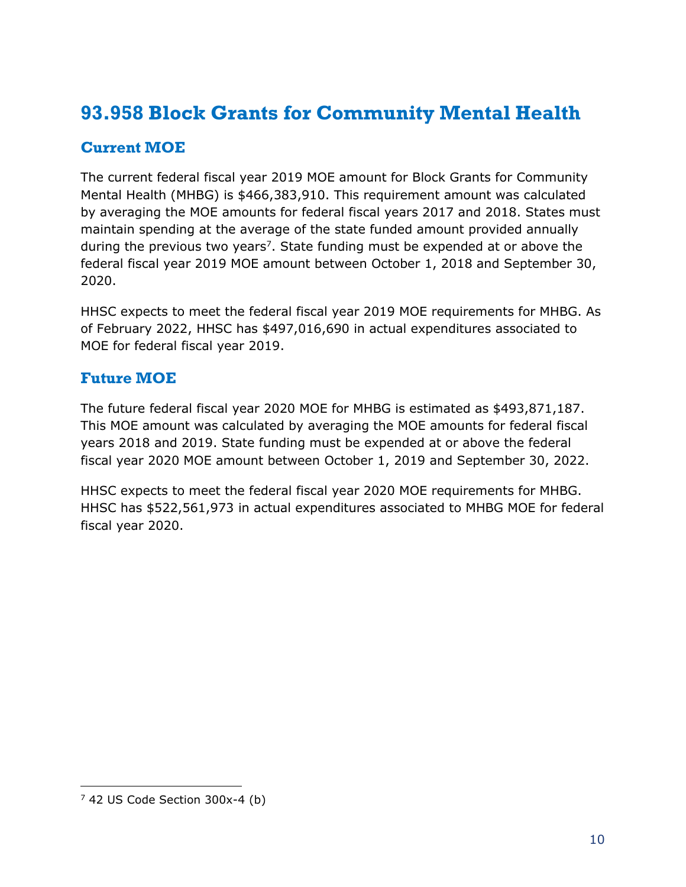# 93.958 Block Grants for Community Mental Health

## Current MOE

The current federal fiscal year 2019 MOE amount for Block Grants for Community Mental Health (MHBG) is $466,383,910. This requirement amount was calculated by averaging the MOE amounts for federal fiscal years 2017 and 2018. States must maintain spending at the average of the state funded amount provided annually during the previous two years[7]. State funding must be expended at or above the federal fiscal year 2019 MOE amount between October 1, 2018 and September 30, 2020.

HHSC expects to meet the federal fiscal year 2019 MOE requirements for MHBG. As of February 2022, HHSC has $497,016,690 in actual expenditures associated to MOE for federal fiscal year 2019.

## Future MOE

The future federal fiscal year 2020 MOE for MHBG is estimated as $493,871,187. This MOE amount was calculated by averaging the MOE amounts for federal fiscal years 2018 and 2019. State funding must be expended at or above the federal fiscal year 2020 MOE amount between October 1, 2019 and September 30, 2022.

HHSC expects to meet the federal fiscal year 2020 MOE requirements for MHBG. HHSC has $522,561,973 in actual expenditures associated to MHBG MOE for federal fiscal year 2020.

---

[7] 42 US Code Section 300x-4 (b)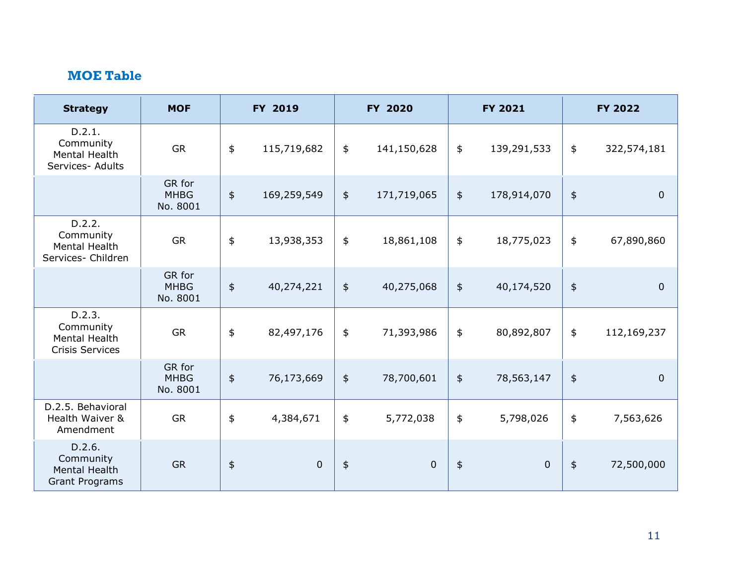## MOE Table

| Strategy | MOF | FY 2019 | FY 2020 | FY 2021 | FY 2022 |
|---|---|---|---|---|---|
| D.2.1. Community Mental Health Services- Adults | GR | $ 115,719,682 | $ 141,150,628 | $ 139,291,533 | $ 322,574,181 |
| | GR for MHBG No. 8001 | $ 169,259,549 | $ 171,719,065 | $ 178,914,070 | $ 0 |
| D.2.2. Community Mental Health Services- Children | GR | $ 13,938,353 | $ 18,861,108 | $ 18,775,023 | $ 67,890,860 |
| | GR for MHBG No. 8001 | $ 40,274,221 | $ 40,275,068 | $ 40,174,520 | $ 0 |
| D.2.3. Community Mental Health Crisis Services | GR | $ 82,497,176 | $ 71,393,986 | $ 80,892,807 | $ 112,169,237 |
| | GR for MHBG No. 8001 | $ 76,173,669 | $ 78,700,601 | $ 78,563,147 | $ 0 |
| D.2.5. Behavioral Health Waiver & Amendment | GR | $ 4,384,671 | $ 5,772,038 | $ 5,798,026 | $ 7,563,626 |
| D.2.6. Community Mental Health Grant Programs | GR | $ 0 | $ 0 | $ 0 | $ 72,500,000 |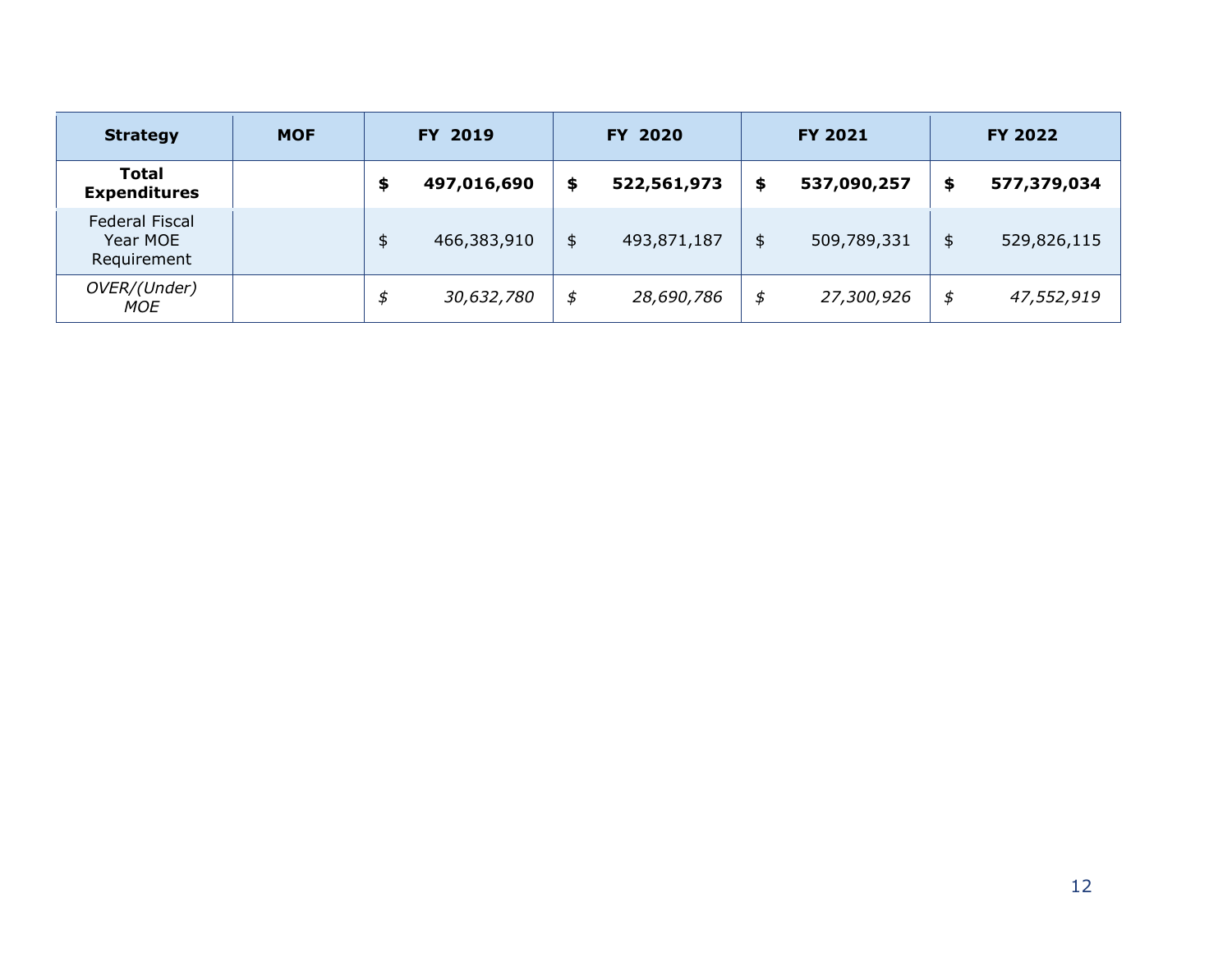| Strategy | MOF | FY 2019 | FY 2020 | FY 2021 | FY 2022 |
|---|---|---|---|---|---|
| **Total Expenditures** | | **$ 497,016,690** | **$ 522,561,973** | **$ 537,090,257** | **$ 577,379,034** |
| Federal Fiscal Year MOE Requirement | | $ 466,383,910 | $ 493,871,187 | $ 509,789,331 | $ 529,826,115 |
| *OVER/(Under) MOE* | | *$ 30,632,780* | *$ 28,690,786* | *$ 27,300,926* | *$ 47,552,919* |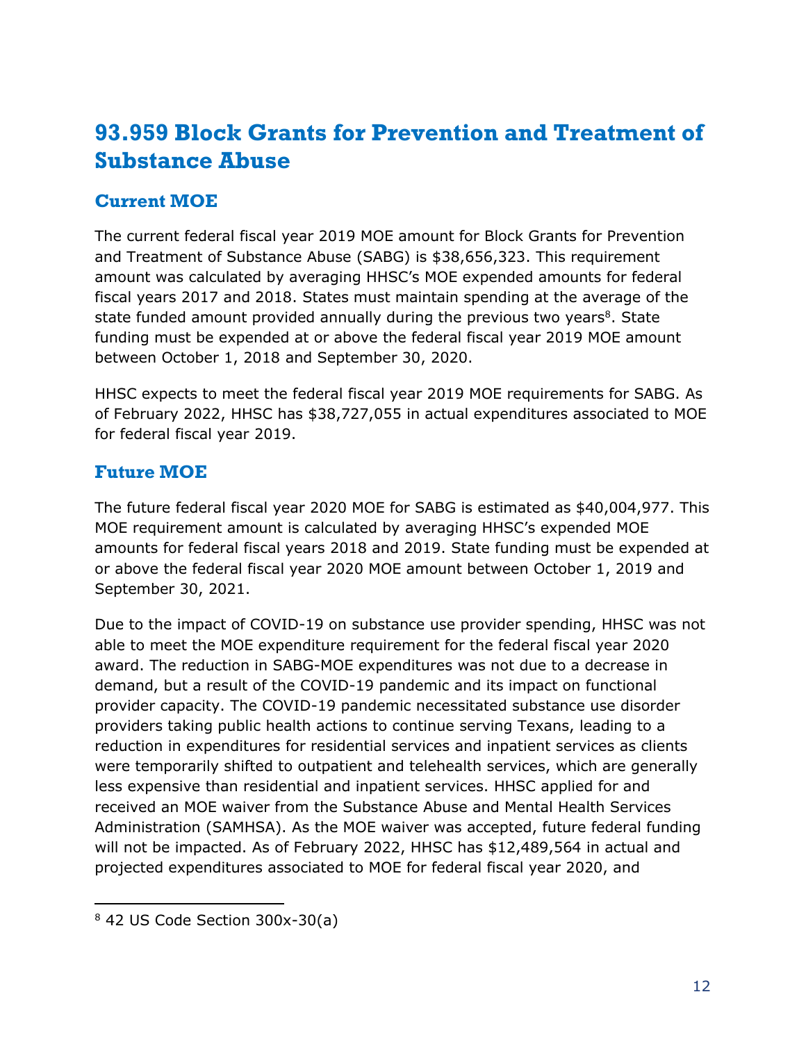## 93.959 Block Grants for Prevention and Treatment of Substance Abuse

### Current MOE

The current federal fiscal year 2019 MOE amount for Block Grants for Prevention and Treatment of Substance Abuse (SABG) is $38,656,323. This requirement amount was calculated by averaging HHSC's MOE expended amounts for federal fiscal years 2017 and 2018. States must maintain spending at the average of the state funded amount provided annually during the previous two years[8]. State funding must be expended at or above the federal fiscal year 2019 MOE amount between October 1, 2018 and September 30, 2020.

HHSC expects to meet the federal fiscal year 2019 MOE requirements for SABG. As of February 2022, HHSC has $38,727,055 in actual expenditures associated to MOE for federal fiscal year 2019.

### Future MOE

The future federal fiscal year 2020 MOE for SABG is estimated as $40,004,977. This MOE requirement amount is calculated by averaging HHSC's expended MOE amounts for federal fiscal years 2018 and 2019. State funding must be expended at or above the federal fiscal year 2020 MOE amount between October 1, 2019 and September 30, 2021.

Due to the impact of COVID-19 on substance use provider spending, HHSC was not able to meet the MOE expenditure requirement for the federal fiscal year 2020 award. The reduction in SABG-MOE expenditures was not due to a decrease in demand, but a result of the COVID-19 pandemic and its impact on functional provider capacity. The COVID-19 pandemic necessitated substance use disorder providers taking public health actions to continue serving Texans, leading to a reduction in expenditures for residential services and inpatient services as clients were temporarily shifted to outpatient and telehealth services, which are generally less expensive than residential and inpatient services. HHSC applied for and received an MOE waiver from the Substance Abuse and Mental Health Services Administration (SAMHSA). As the MOE waiver was accepted, future federal funding will not be impacted. As of February 2022, HHSC has $12,489,564 in actual and projected expenditures associated to MOE for federal fiscal year 2020, and

---

[8] 42 US Code Section 300x-30(a)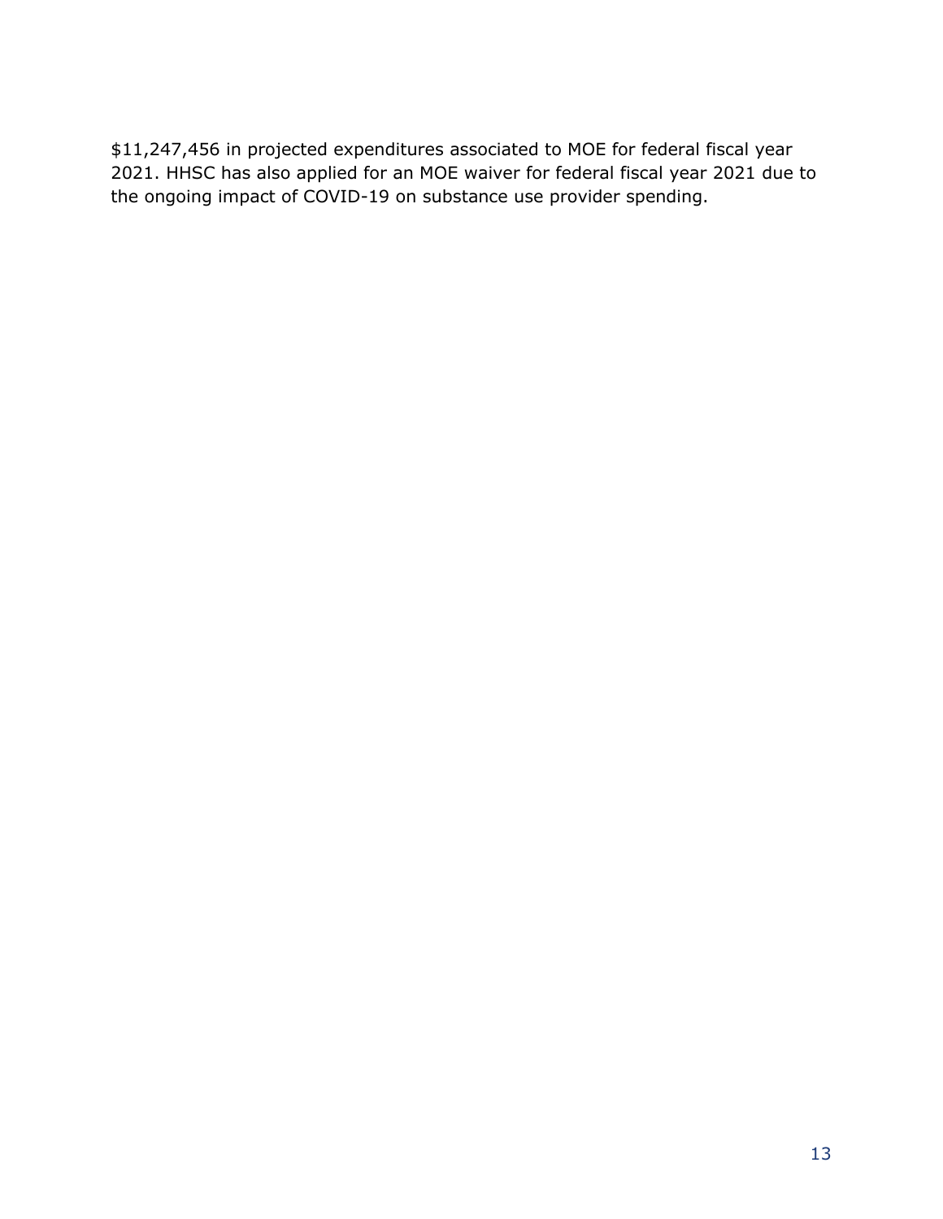$11,247,456 in projected expenditures associated to MOE for federal fiscal year 2021. HHSC has also applied for an MOE waiver for federal fiscal year 2021 due to the ongoing impact of COVID-19 on substance use provider spending.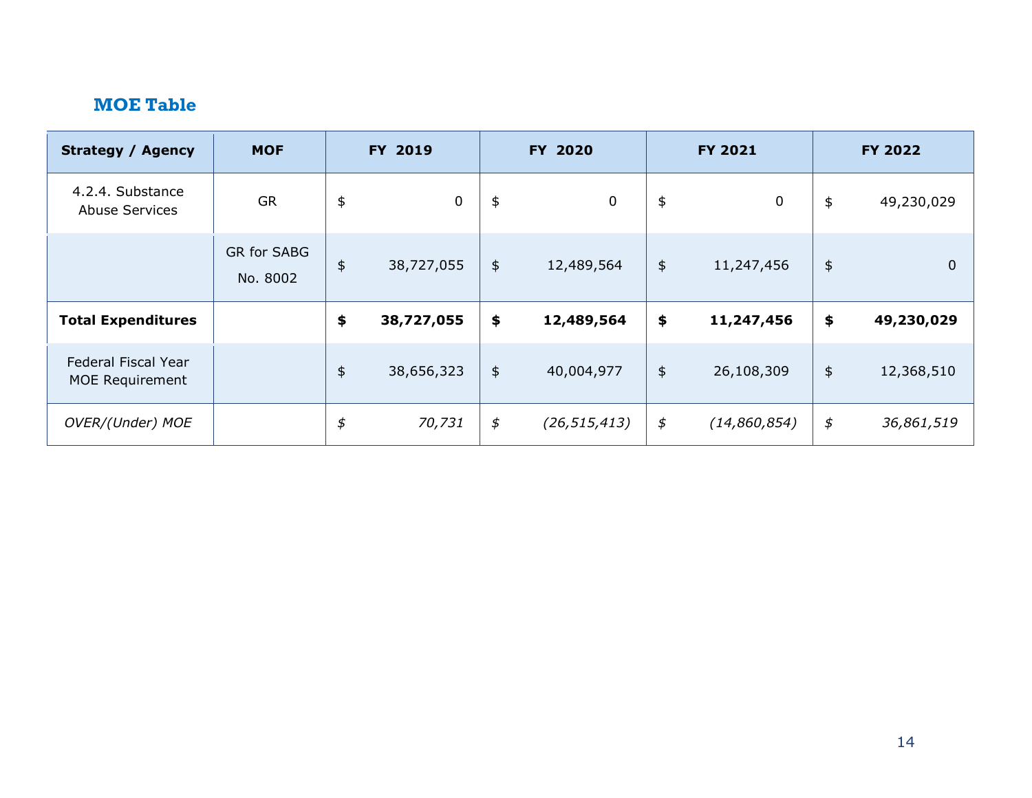## MOE Table

| Strategy / Agency | MOF | FY 2019 | FY 2020 | FY 2021 | FY 2022 |
|---|---|---|---|---|---|
| 4.2.4. Substance Abuse Services | GR | $ 0 | $ 0 | $ 0 | $ 49,230,029 |
| | GR for SABG No. 8002 | $ 38,727,055 | $ 12,489,564 | $ 11,247,456 | $ 0 |
| **Total Expenditures** | | **$ 38,727,055** | **$ 12,489,564** | **$ 11,247,456** | **$ 49,230,029** |
| Federal Fiscal Year MOE Requirement | | $ 38,656,323 | $ 40,004,977 | $ 26,108,309 | $ 12,368,510 |
| *OVER/(Under) MOE* | | *$ 70,731* | *$ (26,515,413)* | *$ (14,860,854)* | *$ 36,861,519* |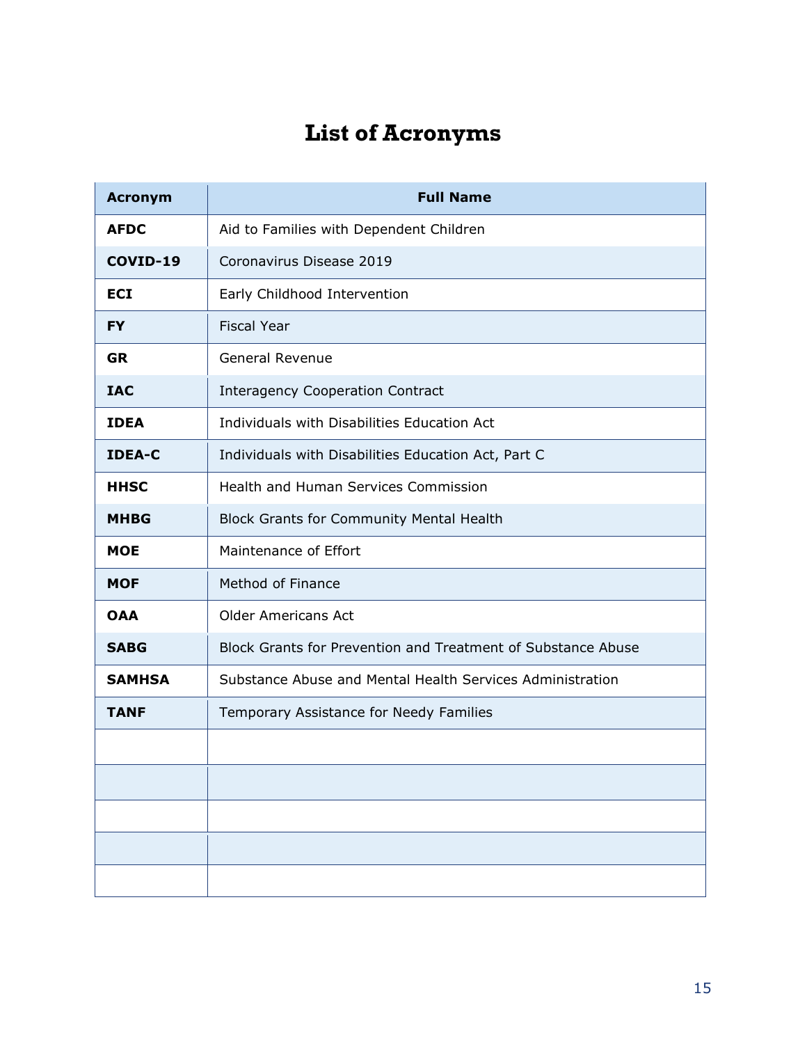# List of Acronyms

| Acronym | Full Name |
| --- | --- |
| **AFDC** | Aid to Families with Dependent Children |
| **COVID-19** | Coronavirus Disease 2019 |
| **ECI** | Early Childhood Intervention |
| **FY** | Fiscal Year |
| **GR** | General Revenue |
| **IAC** | Interagency Cooperation Contract |
| **IDEA** | Individuals with Disabilities Education Act |
| **IDEA-C** | Individuals with Disabilities Education Act, Part C |
| **HHSC** | Health and Human Services Commission |
| **MHBG** | Block Grants for Community Mental Health |
| **MOE** | Maintenance of Effort |
| **MOF** | Method of Finance |
| **OAA** | Older Americans Act |
| **SABG** | Block Grants for Prevention and Treatment of Substance Abuse |
| **SAMHSA** | Substance Abuse and Mental Health Services Administration |
| **TANF** | Temporary Assistance for Needy Families |
| | |
| | |
| | |
| | |
| | |